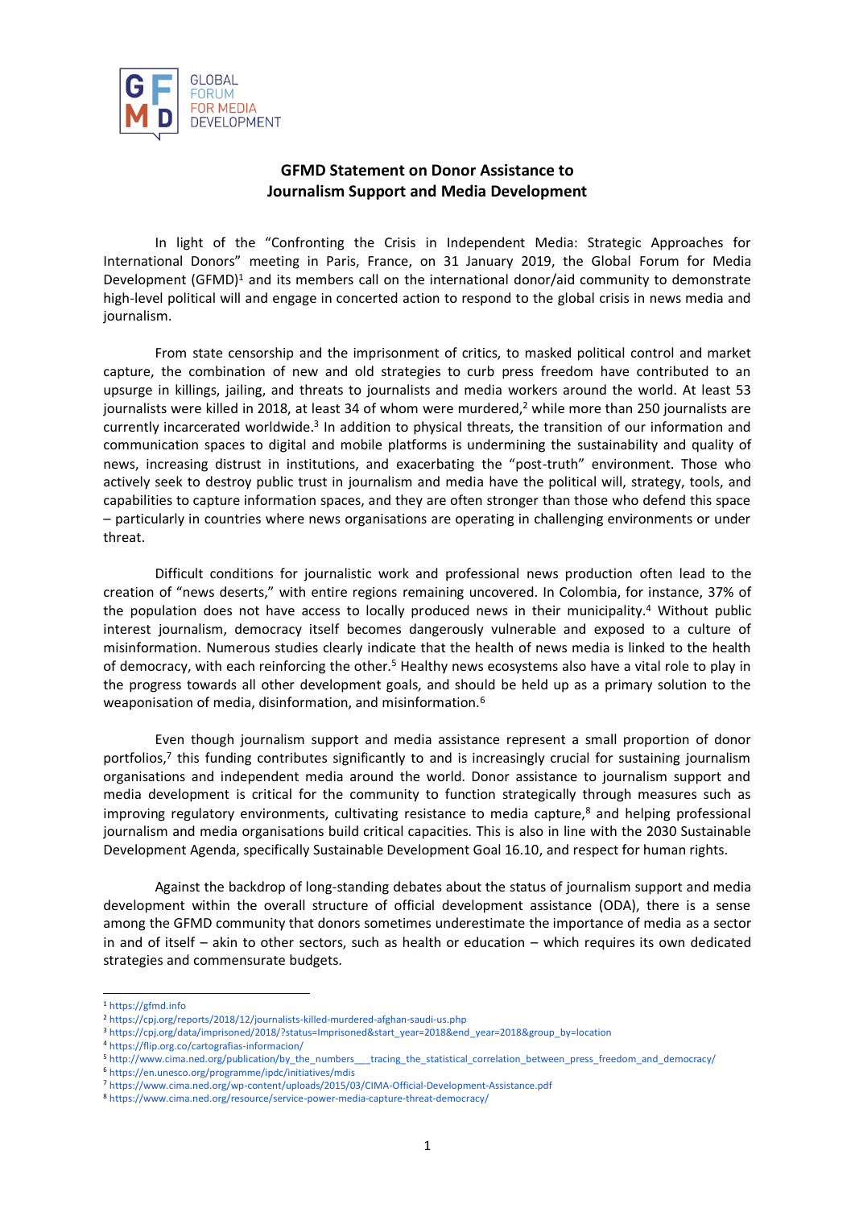GLOBAL FORUM FOR MEDIA DEVELOPMENT

# GFMD Statement on Donor Assistance to Journalism Support and Media Development

In light of the "Confronting the Crisis in Independent Media: Strategic Approaches for International Donors" meeting in Paris, France, on 31 January 2019, the Global Forum for Media Development (GFMD)[1] and its members call on the international donor/aid community to demonstrate high-level political will and engage in concerted action to respond to the global crisis in news media and journalism.

From state censorship and the imprisonment of critics, to masked political control and market capture, the combination of new and old strategies to curb press freedom have contributed to an upsurge in killings, jailing, and threats to journalists and media workers around the world. At least 53 journalists were killed in 2018, at least 34 of whom were murdered,[2] while more than 250 journalists are currently incarcerated worldwide.[3] In addition to physical threats, the transition of our information and communication spaces to digital and mobile platforms is undermining the sustainability and quality of news, increasing distrust in institutions, and exacerbating the "post-truth" environment. Those who actively seek to destroy public trust in journalism and media have the political will, strategy, tools, and capabilities to capture information spaces, and they are often stronger than those who defend this space – particularly in countries where news organisations are operating in challenging environments or under threat.

Difficult conditions for journalistic work and professional news production often lead to the creation of "news deserts," with entire regions remaining uncovered. In Colombia, for instance, 37% of the population does not have access to locally produced news in their municipality.[4] Without public interest journalism, democracy itself becomes dangerously vulnerable and exposed to a culture of misinformation. Numerous studies clearly indicate that the health of news media is linked to the health of democracy, with each reinforcing the other.[5] Healthy news ecosystems also have a vital role to play in the progress towards all other development goals, and should be held up as a primary solution to the weaponisation of media, disinformation, and misinformation.[6]

Even though journalism support and media assistance represent a small proportion of donor portfolios,[7] this funding contributes significantly to and is increasingly crucial for sustaining journalism organisations and independent media around the world. Donor assistance to journalism support and media development is critical for the community to function strategically through measures such as improving regulatory environments, cultivating resistance to media capture,[8] and helping professional journalism and media organisations build critical capacities. This is also in line with the 2030 Sustainable Development Agenda, specifically Sustainable Development Goal 16.10, and respect for human rights.

Against the backdrop of long-standing debates about the status of journalism support and media development within the overall structure of official development assistance (ODA), there is a sense among the GFMD community that donors sometimes underestimate the importance of media as a sector in and of itself – akin to other sectors, such as health or education – which requires its own dedicated strategies and commensurate budgets.

---

[1] https://gfmd.info

[2] https://cpj.org/reports/2018/12/journalists-killed-murdered-afghan-saudi-us.php

[3] https://cpj.org/data/imprisoned/2018/?status=Imprisoned&start_year=2018&end_year=2018&group_by=location

[4] https://flip.org.co/cartografias-informacion/

[5] http://www.cima.ned.org/publication/by_the_numbers___tracing_the_statistical_correlation_between_press_freedom_and_democracy/

[6] https://en.unesco.org/programme/ipdc/initiatives/mdis

[7] https://www.cima.ned.org/wp-content/uploads/2015/03/CIMA-Official-Development-Assistance.pdf

[8] https://www.cima.ned.org/resource/service-power-media-capture-threat-democracy/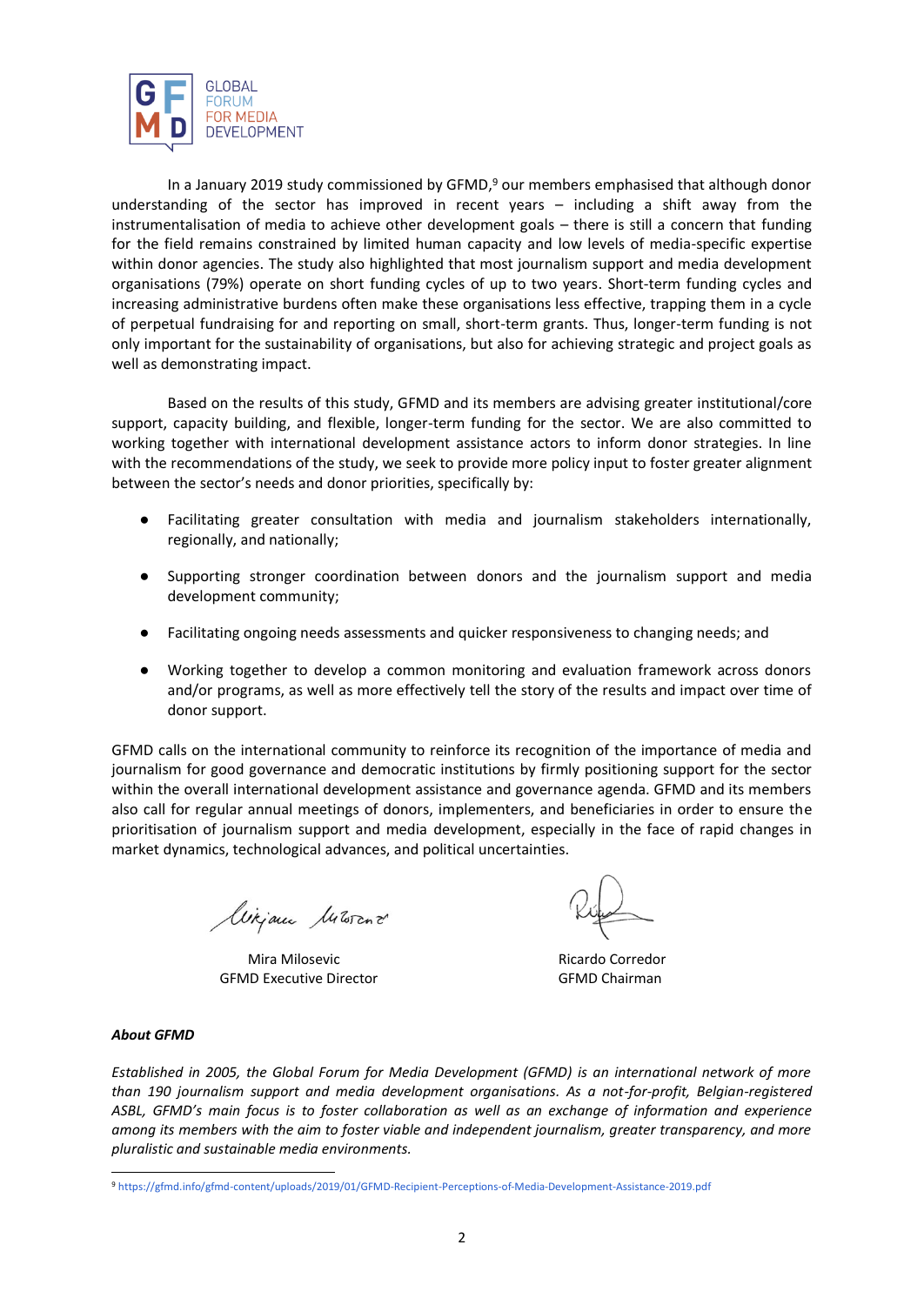In a January 2019 study commissioned by GFMD,[9] our members emphasised that although donor understanding of the sector has improved in recent years – including a shift away from the instrumentalisation of media to achieve other development goals – there is still a concern that funding for the field remains constrained by limited human capacity and low levels of media-specific expertise within donor agencies. The study also highlighted that most journalism support and media development organisations (79%) operate on short funding cycles of up to two years. Short-term funding cycles and increasing administrative burdens often make these organisations less effective, trapping them in a cycle of perpetual fundraising for and reporting on small, short-term grants. Thus, longer-term funding is not only important for the sustainability of organisations, but also for achieving strategic and project goals as well as demonstrating impact.

Based on the results of this study, GFMD and its members are advising greater institutional/core support, capacity building, and flexible, longer-term funding for the sector. We are also committed to working together with international development assistance actors to inform donor strategies. In line with the recommendations of the study, we seek to provide more policy input to foster greater alignment between the sector's needs and donor priorities, specifically by:

- Facilitating greater consultation with media and journalism stakeholders internationally, regionally, and nationally;
- Supporting stronger coordination between donors and the journalism support and media development community;
- Facilitating ongoing needs assessments and quicker responsiveness to changing needs; and
- Working together to develop a common monitoring and evaluation framework across donors and/or programs, as well as more effectively tell the story of the results and impact over time of donor support.

GFMD calls on the international community to reinforce its recognition of the importance of media and journalism for good governance and democratic institutions by firmly positioning support for the sector within the overall international development assistance and governance agenda. GFMD and its members also call for regular annual meetings of donors, implementers, and beneficiaries in order to ensure the prioritisation of journalism support and media development, especially in the face of rapid changes in market dynamics, technological advances, and political uncertainties.

Mira Milosevic
GFMD Executive Director

Ricardo Corredor
GFMD Chairman

***About GFMD***

*Established in 2005, the Global Forum for Media Development (GFMD) is an international network of more than 190 journalism support and media development organisations. As a not-for-profit, Belgian-registered ASBL, GFMD's main focus is to foster collaboration as well as an exchange of information and experience among its members with the aim to foster viable and independent journalism, greater transparency, and more pluralistic and sustainable media environments.*

[9] https://gfmd.info/gfmd-content/uploads/2019/01/GFMD-Recipient-Perceptions-of-Media-Development-Assistance-2019.pdf